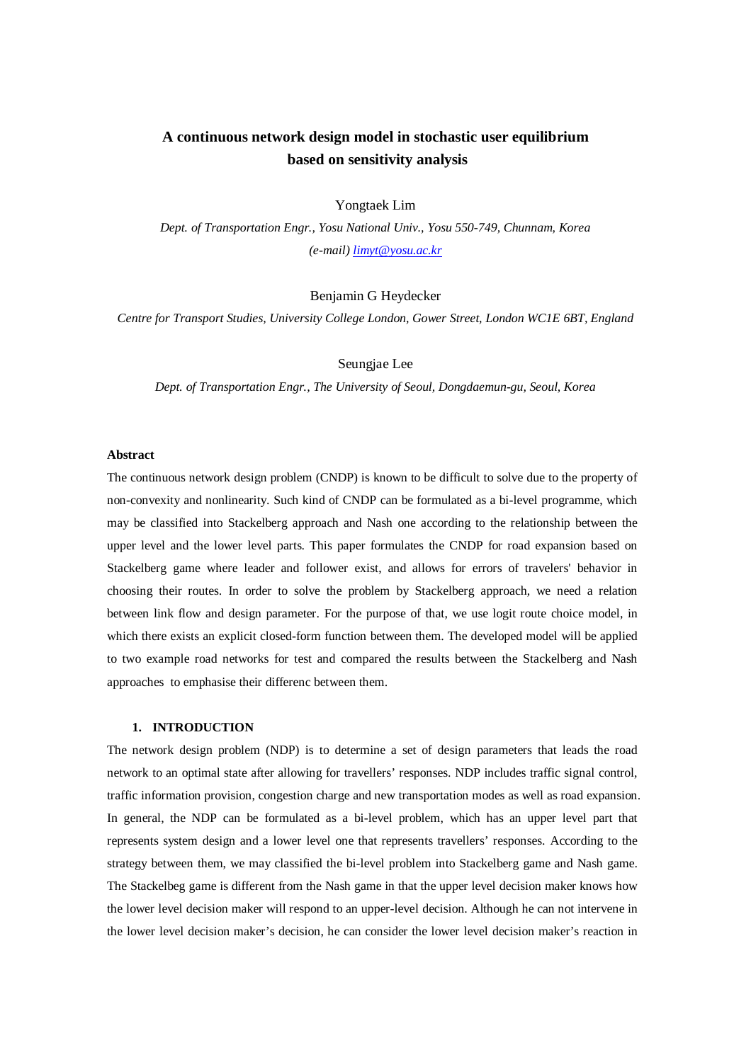# A continuous network design model in stochastic user equilibrium based on sensitivity analysis

Yongtaek Lim

*Dept. of Transportation Engr., Yosu National Univ., Yosu 550-749, Chunnam, Korea*

*(e-mail)* limyt@yosu.ac.kr

Benjamin G Heydecker

*Centre for Transport Studies, University College London, Gower Street, London WC1E 6BT, England*

Seungjae Lee

*Dept. of Transportation Engr., The University of Seoul, Dongdaemun-gu, Seoul, Korea*

**Abstract**

The continuous network design problem (CNDP) is known to be difficult to solve due to the property of non-convexity and nonlinearity. Such kind of CNDP can be formulated as a bi-level programme, which may be classified into Stackelberg approach and Nash one according to the relationship between the upper level and the lower level parts. This paper formulates the CNDP for road expansion based on Stackelberg game where leader and follower exist, and allows for errors of travelers' behavior in choosing their routes. In order to solve the problem by Stackelberg approach, we need a relation between link flow and design parameter. For the purpose of that, we use logit route choice model, in which there exists an explicit closed-form function between them. The developed model will be applied to two example road networks for test and compared the results between the Stackelberg and Nash approaches to emphasise their differenc between them.

## 1. INTRODUCTION

The network design problem (NDP) is to determine a set of design parameters that leads the road network to an optimal state after allowing for travellers' responses. NDP includes traffic signal control, traffic information provision, congestion charge and new transportation modes as well as road expansion. In general, the NDP can be formulated as a bi-level problem, which has an upper level part that represents system design and a lower level one that represents travellers' responses. According to the strategy between them, we may classified the bi-level problem into Stackelberg game and Nash game. The Stackelbeg game is different from the Nash game in that the upper level decision maker knows how the lower level decision maker will respond to an upper-level decision. Although he can not intervene in the lower level decision maker's decision, he can consider the lower level decision maker's reaction in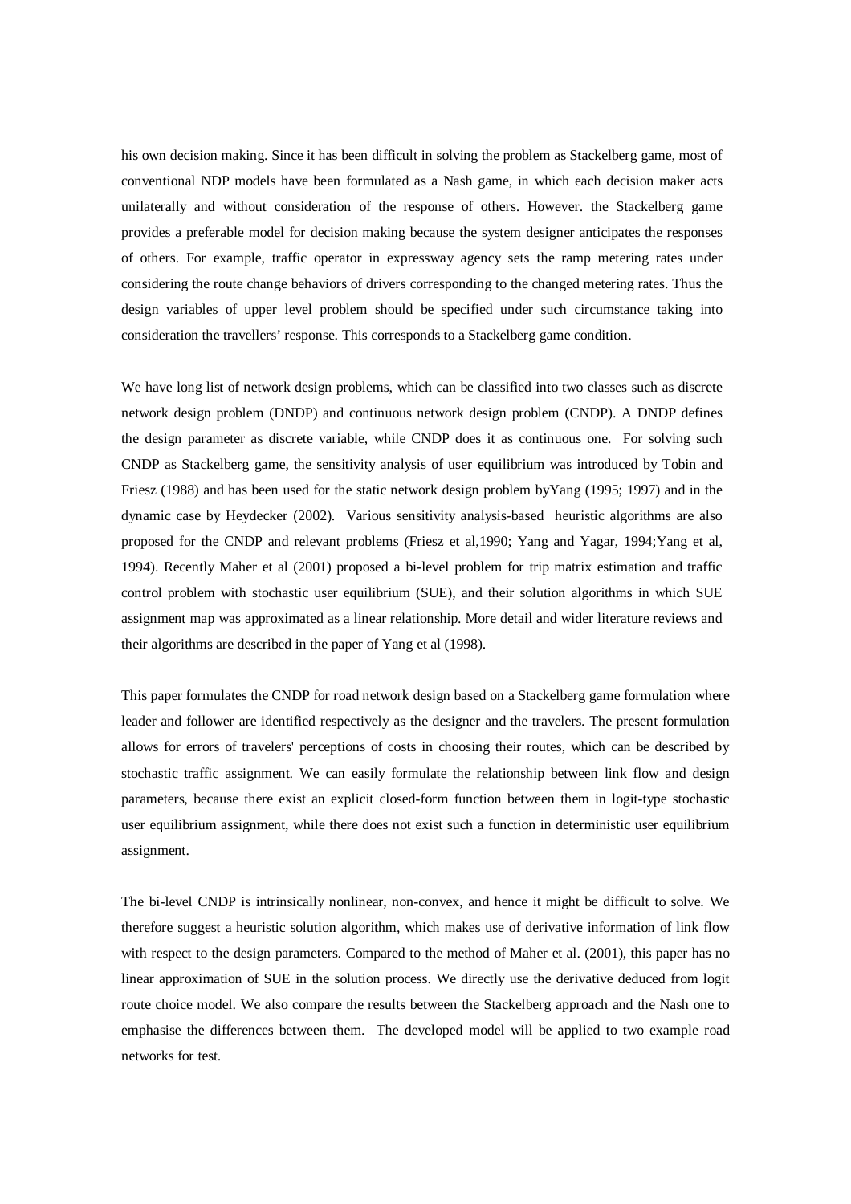his own decision making. Since it has been difficult in solving the problem as Stackelberg game, most of conventional NDP models have been formulated as a Nash game, in which each decision maker acts unilaterally and without consideration of the response of others. However. the Stackelberg game provides a preferable model for decision making because the system designer anticipates the responses of others. For example, traffic operator in expressway agency sets the ramp metering rates under considering the route change behaviors of drivers corresponding to the changed metering rates. Thus the design variables of upper level problem should be specified under such circumstance taking into consideration the travellers' response. This corresponds to a Stackelberg game condition.

We have long list of network design problems, which can be classified into two classes such as discrete network design problem (DNDP) and continuous network design problem (CNDP). A DNDP defines the design parameter as discrete variable, while CNDP does it as continuous one. For solving such CNDP as Stackelberg game, the sensitivity analysis of user equilibrium was introduced by Tobin and Friesz (1988) and has been used for the static network design problem byYang (1995; 1997) and in the dynamic case by Heydecker (2002). Various sensitivity analysis-based heuristic algorithms are also proposed for the CNDP and relevant problems (Friesz et al,1990; Yang and Yagar, 1994;Yang et al, 1994). Recently Maher et al (2001) proposed a bi-level problem for trip matrix estimation and traffic control problem with stochastic user equilibrium (SUE), and their solution algorithms in which SUE assignment map was approximated as a linear relationship. More detail and wider literature reviews and their algorithms are described in the paper of Yang et al (1998).

This paper formulates the CNDP for road network design based on a Stackelberg game formulation where leader and follower are identified respectively as the designer and the travelers. The present formulation allows for errors of travelers' perceptions of costs in choosing their routes, which can be described by stochastic traffic assignment. We can easily formulate the relationship between link flow and design parameters, because there exist an explicit closed-form function between them in logit-type stochastic user equilibrium assignment, while there does not exist such a function in deterministic user equilibrium assignment.

The bi-level CNDP is intrinsically nonlinear, non-convex, and hence it might be difficult to solve. We therefore suggest a heuristic solution algorithm, which makes use of derivative information of link flow with respect to the design parameters. Compared to the method of Maher et al. (2001), this paper has no linear approximation of SUE in the solution process. We directly use the derivative deduced from logit route choice model. We also compare the results between the Stackelberg approach and the Nash one to emphasise the differences between them. The developed model will be applied to two example road networks for test.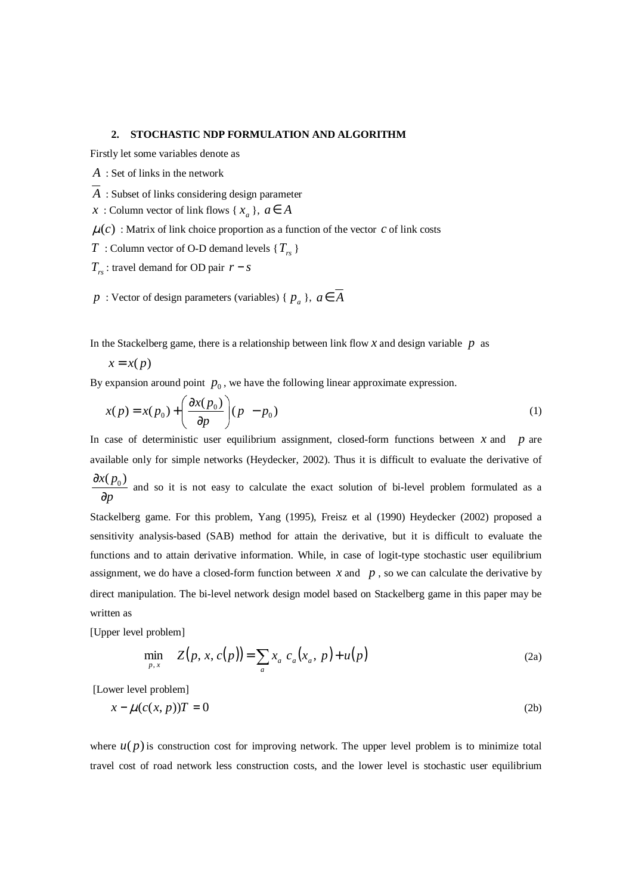## 2. STOCHASTIC NDP FORMULATION AND ALGORITHM

Firstly let some variables denote as

$A$ : Set of links in the network

$\overline{A}$ : Subset of links considering design parameter

$x$ : Column vector of link flows { $x_a$ }, $a \in A$

$\mu(c)$ : Matrix of link choice proportion as a function of the vector $c$ of link costs

$T$ : Column vector of O-D demand levels { $T_{rs}$ }

$T_{rs}$ : travel demand for OD pair $r-s$

$p$ : Vector of design parameters (variables) { $p_a$ }, $a \in \overline{A}$

In the Stackelberg game, there is a relationship between link flow $x$ and design variable $p$ as

$$x = x(p)$$

By expansion around point $p_0$, we have the following linear approximate expression.

$$x(p) = x(p_0) + \left( \frac{\partial x(p_0)}{\partial p} \right)(p - p_0) \tag{1}$$

In case of deterministic user equilibrium assignment, closed-form functions between $x$ and $p$ are available only for simple networks (Heydecker, 2002). Thus it is difficult to evaluate the derivative of $\frac{\partial x(p_0)}{\partial p}$ and so it is not easy to calculate the exact solution of bi-level problem formulated as a Stackelberg game. For this problem, Yang (1995), Freisz et al (1990) Heydecker (2002) proposed a sensitivity analysis-based (SAB) method for attain the derivative, but it is difficult to evaluate the functions and to attain derivative information. While, in case of logit-type stochastic user equilibrium assignment, we do have a closed-form function between $x$ and $p$, so we can calculate the derivative by direct manipulation. The bi-level network design model based on Stackelberg game in this paper may be written as

[Upper level problem]

$$\min_{p,\,x} \quad Z\big(p,\, x,\, c(p)\big) = \sum_a x_a \; c_a\big(x_a,\, p\big) + u\big(p\big) \tag{2a}$$

[Lower level problem]

$$x - \mu(c(x,\, p))T = 0 \tag{2b}$$

where $u(p)$ is construction cost for improving network. The upper level problem is to minimize total travel cost of road network less construction costs, and the lower level is stochastic user equilibrium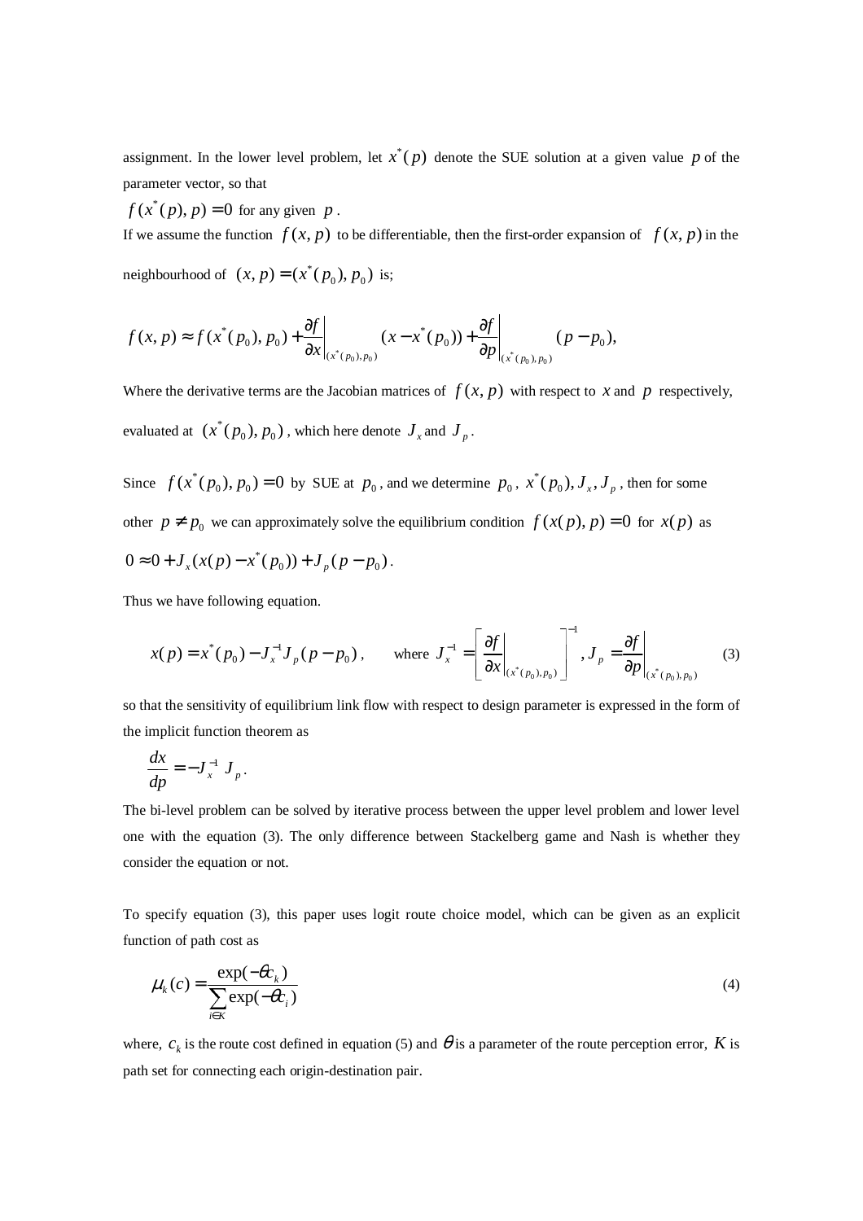assignment. In the lower level problem, let $x^*(p)$ denote the SUE solution at a given value $p$ of the parameter vector, so that

$f(x^*(p), p) = 0$ for any given $p$.

If we assume the function $f(x, p)$ to be differentiable, then the first-order expansion of $f(x, p)$ in the neighbourhood of $(x, p) = (x^*(p_0), p_0)$ is;

$$f(x, p) \approx f(x^*(p_0), p_0) + \left.\frac{\partial f}{\partial x}\right|_{(x^*(p_0), p_0)} (x - x^*(p_0)) + \left.\frac{\partial f}{\partial p}\right|_{(x^*(p_0), p_0)} (p - p_0),$$

Where the derivative terms are the Jacobian matrices of $f(x, p)$ with respect to $x$ and $p$ respectively, evaluated at $(x^*(p_0), p_0)$, which here denote $J_x$ and $J_p$.

Since $f(x^*(p_0), p_0) = 0$ by SUE at $p_0$, and we determine $p_0$, $x^*(p_0), J_x, J_p$, then for some other $p \neq p_0$ we can approximately solve the equilibrium condition $f(x(p), p) = 0$ for $x(p)$ as

$0 \approx 0 + J_x(x(p) - x^*(p_0)) + J_p(p - p_0)$.

Thus we have following equation.

$$x(p) = x^*(p_0) - J_x^{-1} J_p (p - p_0), \qquad \text{where } J_x^{-1} = \left[ \left.\frac{\partial f}{\partial x}\right|_{(x^*(p_0), p_0)} \right]^{-1}, J_p = \left.\frac{\partial f}{\partial p}\right|_{(x^*(p_0), p_0)} \tag{3}$$

so that the sensitivity of equilibrium link flow with respect to design parameter is expressed in the form of the implicit function theorem as

$$\frac{dx}{dp} = -J_x^{-1} J_p.$$

The bi-level problem can be solved by iterative process between the upper level problem and lower level one with the equation (3). The only difference between Stackelberg game and Nash is whether they consider the equation or not.

To specify equation (3), this paper uses logit route choice model, which can be given as an explicit function of path cost as

$$\mu_k(c) = \frac{\exp(-\theta c_k)}{\sum_{i \in K} \exp(-\theta c_i)} \tag{4}$$

where, $c_k$ is the route cost defined in equation (5) and $\theta$ is a parameter of the route perception error, $K$ is path set for connecting each origin-destination pair.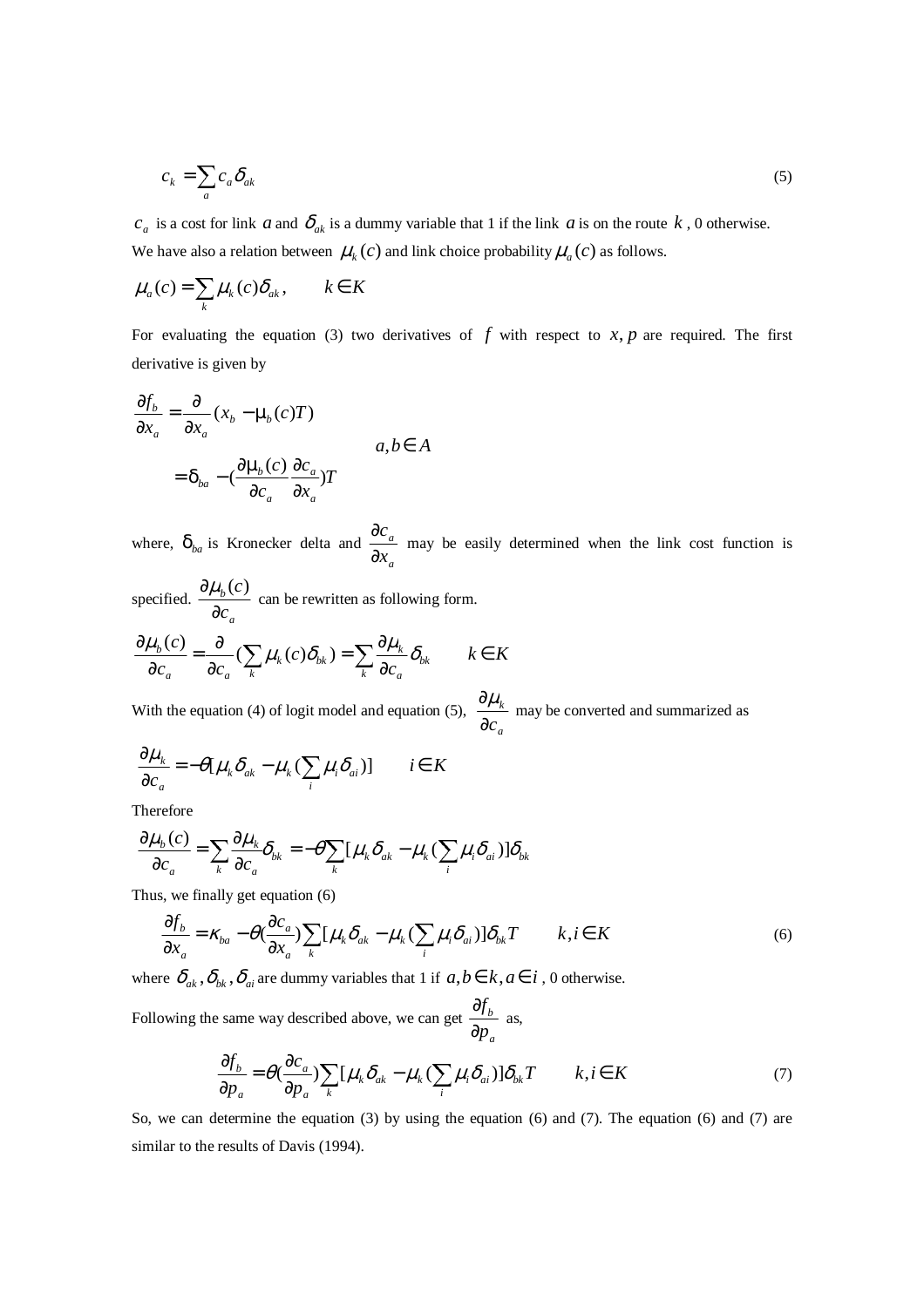$$c_k = \sum_a c_a \delta_{ak} \tag{5}$$

$c_a$ is a cost for link $a$ and $\delta_{ak}$ is a dummy variable that 1 if the link $a$ is on the route $k$ , 0 otherwise. We have also a relation between $\mu_k(c)$ and link choice probability $\mu_a(c)$ as follows.

$$\mu_a(c) = \sum_k \mu_k(c)\delta_{ak}, \qquad k \in K$$

For evaluating the equation (3) two derivatives of $f$ with respect to $x, p$ are required. The first derivative is given by

$$\begin{aligned}
\frac{\partial f_b}{\partial x_a} &= \frac{\partial}{\partial x_a}(x_b - \mu_b(c)T) \\
&= \delta_{ba} - \left(\frac{\partial \mu_b(c)}{\partial c_a}\frac{\partial c_a}{\partial x_a}\right)T
\end{aligned} \qquad a, b \in A$$

where, $\delta_{ba}$ is Kronecker delta and $\frac{\partial c_a}{\partial x_a}$ may be easily determined when the link cost function is specified. $\frac{\partial \mu_b(c)}{\partial c_a}$ can be rewritten as following form.

$$\frac{\partial \mu_b(c)}{\partial c_a} = \frac{\partial}{\partial c_a}\left(\sum_k \mu_k(c)\delta_{bk}\right) = \sum_k \frac{\partial \mu_k}{\partial c_a}\delta_{bk} \qquad k \in K$$

With the equation (4) of logit model and equation (5), $\frac{\partial \mu_k}{\partial c_a}$ may be converted and summarized as

$$\frac{\partial \mu_k}{\partial c_a} = -\theta\left[\mu_k \delta_{ak} - \mu_k\left(\sum_i \mu_i \delta_{ai}\right)\right] \qquad i \in K$$

Therefore

$$\frac{\partial \mu_b(c)}{\partial c_a} = \sum_k \frac{\partial \mu_k}{\partial c_a}\delta_{bk} = -\theta \sum_k \left[\mu_k \delta_{ak} - \mu_k\left(\sum_i \mu_i \delta_{ai}\right)\right]\delta_{bk}$$

Thus, we finally get equation (6)

$$\frac{\partial f_b}{\partial x_a} = \kappa_{ba} - \theta\left(\frac{\partial c_a}{\partial x_a}\right)\sum_k \left[\mu_k \delta_{ak} - \mu_k\left(\sum_i \mu_i \delta_{ai}\right)\right]\delta_{bk}T \qquad k, i \in K \tag{6}$$

where $\delta_{ak}, \delta_{bk}, \delta_{ai}$ are dummy variables that 1 if $a, b \in k, a \in i$ , 0 otherwise.

Following the same way described above, we can get $\frac{\partial f_b}{\partial p_a}$ as,

$$\frac{\partial f_b}{\partial p_a} = \theta\left(\frac{\partial c_a}{\partial p_a}\right)\sum_k \left[\mu_k \delta_{ak} - \mu_k\left(\sum_i \mu_i \delta_{ai}\right)\right]\delta_{bk}T \qquad k, i \in K \tag{7}$$

So, we can determine the equation (3) by using the equation (6) and (7). The equation (6) and (7) are similar to the results of Davis (1994).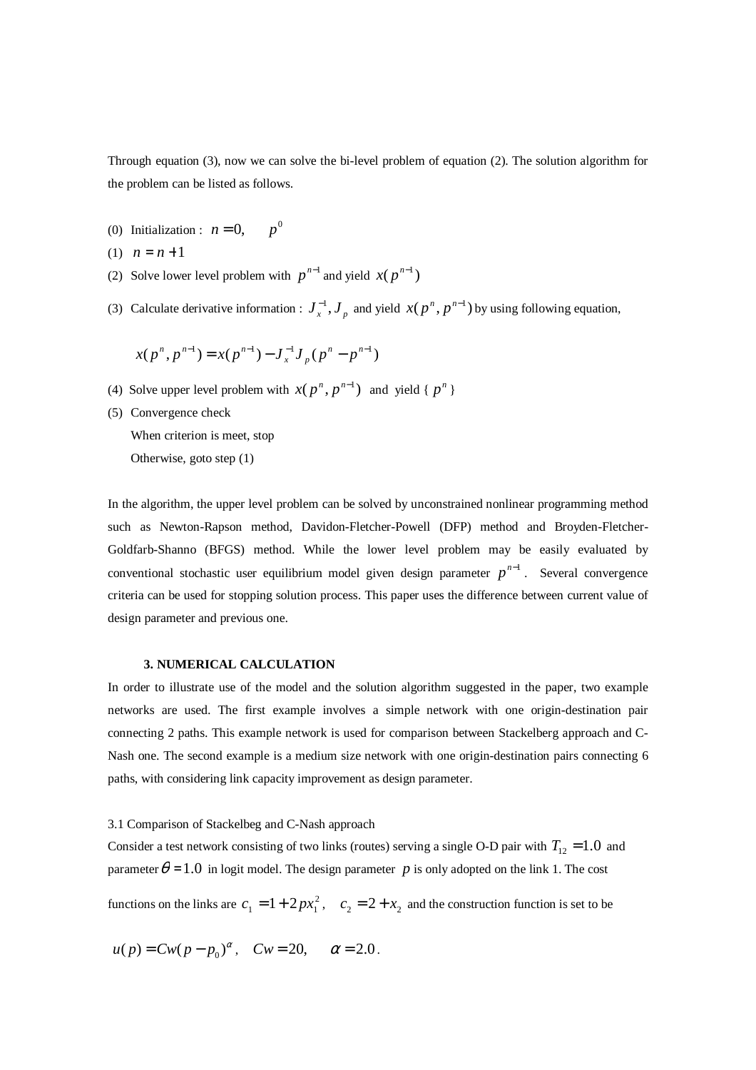Through equation (3), now we can solve the bi-level problem of equation (2). The solution algorithm for the problem can be listed as follows.

(0) Initialization : $n = 0, \quad p^0$

(1) $n = n + 1$

(2) Solve lower level problem with $p^{n-1}$ and yield $x(p^{n-1})$

(3) Calculate derivative information : $J_x^{-1}, J_p$ and yield $x(p^n, p^{n-1})$ by using following equation,

$$x(p^n, p^{n-1}) = x(p^{n-1}) - J_x^{-1} J_p (p^n - p^{n-1})$$

(4) Solve upper level problem with $x(p^n, p^{n-1})$ and yield { $p^n$ }

(5) Convergence check

    When criterion is meet, stop

    Otherwise, goto step (1)

In the algorithm, the upper level problem can be solved by unconstrained nonlinear programming method such as Newton-Rapson method, Davidon-Fletcher-Powell (DFP) method and Broyden-Fletcher-Goldfarb-Shanno (BFGS) method. While the lower level problem may be easily evaluated by conventional stochastic user equilibrium model given design parameter $p^{n-1}$. Several convergence criteria can be used for stopping solution process. This paper uses the difference between current value of design parameter and previous one.

### 3. NUMERICAL CALCULATION

In order to illustrate use of the model and the solution algorithm suggested in the paper, two example networks are used. The first example involves a simple network with one origin-destination pair connecting 2 paths. This example network is used for comparison between Stackelberg approach and C-Nash one. The second example is a medium size network with one origin-destination pairs connecting 6 paths, with considering link capacity improvement as design parameter.

3.1 Comparison of Stackelbeg and C-Nash approach

Consider a test network consisting of two links (routes) serving a single O-D pair with $T_{12} = 1.0$ and parameter $\theta = 1.0$ in logit model. The design parameter $p$ is only adopted on the link 1. The cost functions on the links are $c_1 = 1 + 2px_1^2, \quad c_2 = 2 + x_2$ and the construction function is set to be

$$u(p) = Cw(p - p_0)^{\alpha}, \quad Cw = 20, \qquad \alpha = 2.0.$$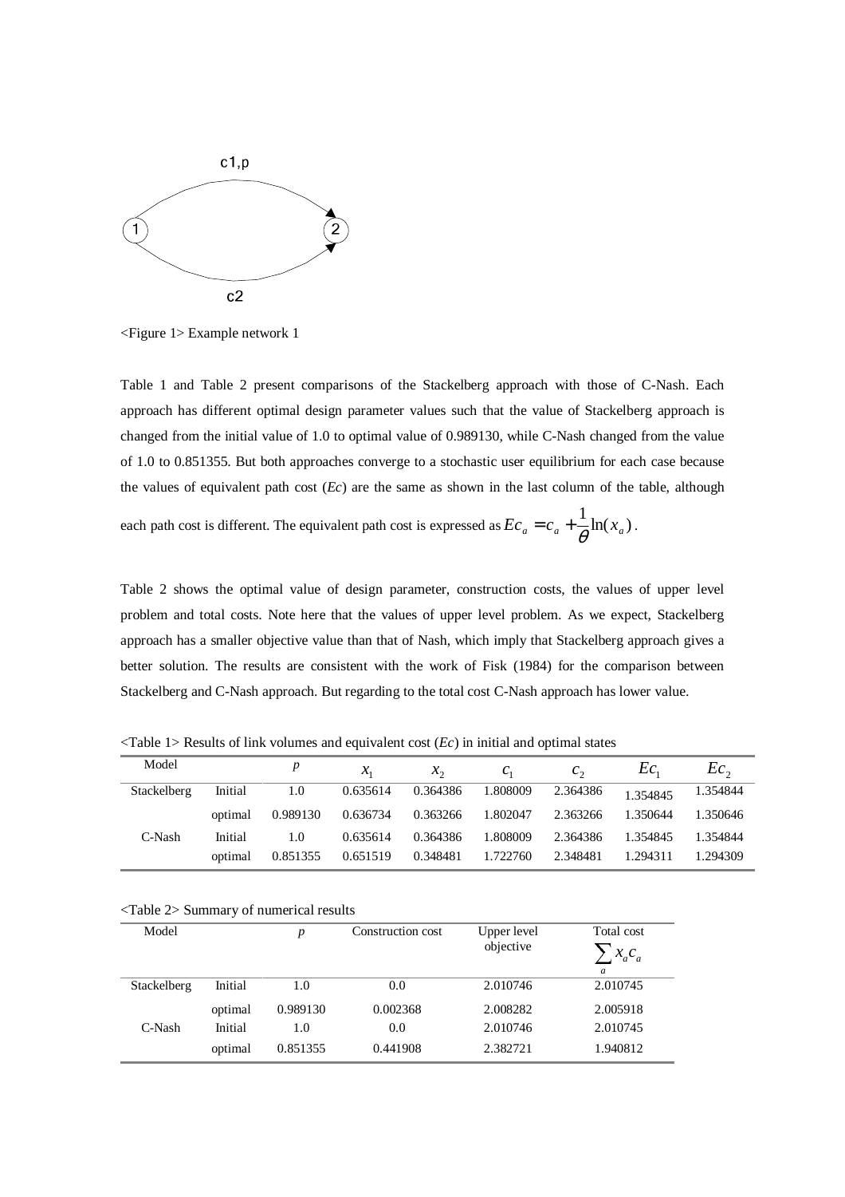<Figure 1> Example network 1

Table 1 and Table 2 present comparisons of the Stackelberg approach with those of C-Nash. Each approach has different optimal design parameter values such that the value of Stackelberg approach is changed from the initial value of 1.0 to optimal value of 0.989130, while C-Nash changed from the value of 1.0 to 0.851355. But both approaches converge to a stochastic user equilibrium for each case because the values of equivalent path cost (*Ec*) are the same as shown in the last column of the table, although each path cost is different. The equivalent path cost is expressed as $Ec_a = c_a + \frac{1}{\theta}\ln(x_a)$.

Table 2 shows the optimal value of design parameter, construction costs, the values of upper level problem and total costs. Note here that the values of upper level problem. As we expect, Stackelberg approach has a smaller objective value than that of Nash, which imply that Stackelberg approach gives a better solution. The results are consistent with the work of Fisk (1984) for the comparison between Stackelberg and C-Nash approach. But regarding to the total cost C-Nash approach has lower value.

<Table 1> Results of link volumes and equivalent cost (*Ec*) in initial and optimal states

| Model | | $p$ | $x_1$ | $x_2$ | $c_1$ | $c_2$ | $Ec_1$ | $Ec_2$ |
|---|---|---|---|---|---|---|---|---|
| Stackelberg | Initial | 1.0 | 0.635614 | 0.364386 | 1.808009 | 2.364386 | 1.354845 | 1.354844 |
| | optimal | 0.989130 | 0.636734 | 0.363266 | 1.802047 | 2.363266 | 1.350644 | 1.350646 |
| C-Nash | Initial | 1.0 | 0.635614 | 0.364386 | 1.808009 | 2.364386 | 1.354845 | 1.354844 |
| | optimal | 0.851355 | 0.651519 | 0.348481 | 1.722760 | 2.348481 | 1.294311 | 1.294309 |

<Table 2> Summary of numerical results

| Model | | $p$ | Construction cost | Upper level objective | Total cost $\sum_a x_a c_a$ |
|---|---|---|---|---|---|
| Stackelberg | Initial | 1.0 | 0.0 | 2.010746 | 2.010745 |
| | optimal | 0.989130 | 0.002368 | 2.008282 | 2.005918 |
| C-Nash | Initial | 1.0 | 0.0 | 2.010746 | 2.010745 |
| | optimal | 0.851355 | 0.441908 | 2.382721 | 1.940812 |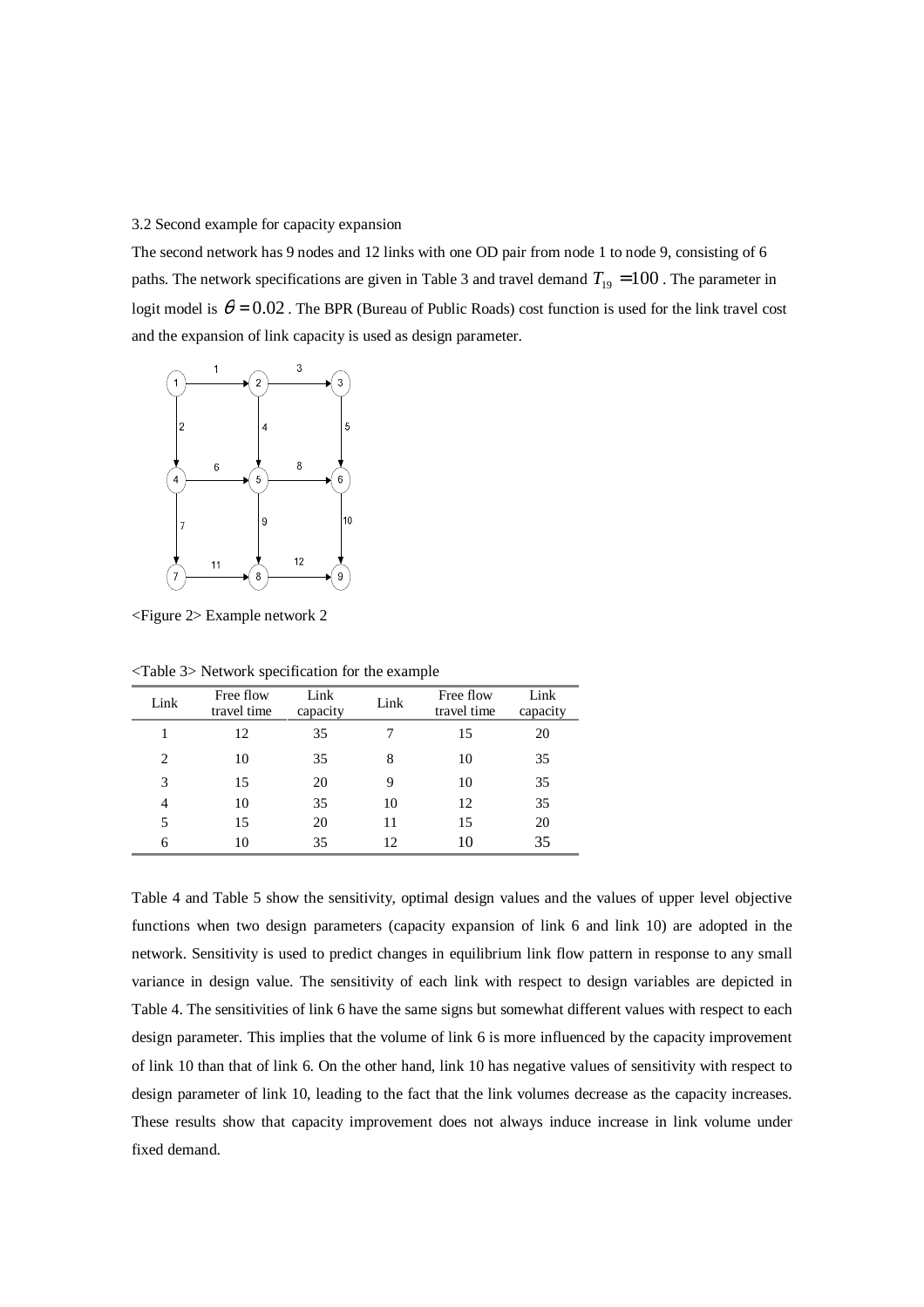### 3.2 Second example for capacity expansion

The second network has 9 nodes and 12 links with one OD pair from node 1 to node 9, consisting of 6 paths. The network specifications are given in Table 3 and travel demand $T_{19} = 100$. The parameter in logit model is $\theta = 0.02$. The BPR (Bureau of Public Roads) cost function is used for the link travel cost and the expansion of link capacity is used as design parameter.

<Figure 2> Example network 2

<Table 3> Network specification for the example

| Link | Free flow travel time | Link capacity | Link | Free flow travel time | Link capacity |
|---|---|---|---|---|---|
| 1 | 12 | 35 | 7 | 15 | 20 |
| 2 | 10 | 35 | 8 | 10 | 35 |
| 3 | 15 | 20 | 9 | 10 | 35 |
| 4 | 10 | 35 | 10 | 12 | 35 |
| 5 | 15 | 20 | 11 | 15 | 20 |
| 6 | 10 | 35 | 12 | 10 | 35 |

Table 4 and Table 5 show the sensitivity, optimal design values and the values of upper level objective functions when two design parameters (capacity expansion of link 6 and link 10) are adopted in the network. Sensitivity is used to predict changes in equilibrium link flow pattern in response to any small variance in design value. The sensitivity of each link with respect to design variables are depicted in Table 4. The sensitivities of link 6 have the same signs but somewhat different values with respect to each design parameter. This implies that the volume of link 6 is more influenced by the capacity improvement of link 10 than that of link 6. On the other hand, link 10 has negative values of sensitivity with respect to design parameter of link 10, leading to the fact that the link volumes decrease as the capacity increases. These results show that capacity improvement does not always induce increase in link volume under fixed demand.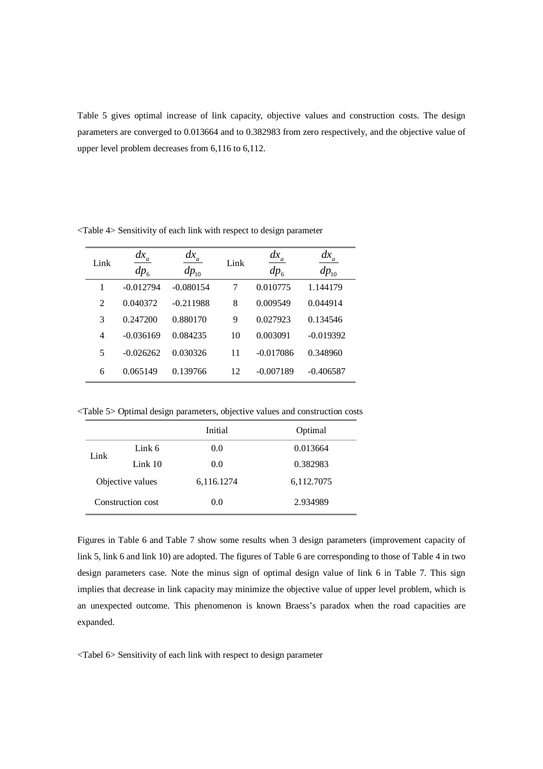Table 5 gives optimal increase of link capacity, objective values and construction costs. The design parameters are converged to 0.013664 and to 0.382983 from zero respectively, and the objective value of upper level problem decreases from 6,116 to 6,112.

<Table 4> Sensitivity of each link with respect to design parameter

| Link | $\frac{dx_a}{dp_6}$ | $\frac{dx_a}{dp_{10}}$ | Link | $\frac{dx_a}{dp_6}$ | $\frac{dx_a}{dp_{10}}$ |
|---|---|---|---|---|---|
| 1 | -0.012794 | -0.080154 | 7 | 0.010775 | 1.144179 |
| 2 | 0.040372 | -0.211988 | 8 | 0.009549 | 0.044914 |
| 3 | 0.247200 | 0.880170 | 9 | 0.027923 | 0.134546 |
| 4 | -0.036169 | 0.084235 | 10 | 0.003091 | -0.019392 |
| 5 | -0.026262 | 0.030326 | 11 | -0.017086 | 0.348960 |
| 6 | 0.065149 | 0.139766 | 12 | -0.007189 | -0.406587 |

<Table 5> Optimal design parameters, objective values and construction costs

| | | Initial | Optimal |
|---|---|---|---|
| Link | Link 6 | 0.0 | 0.013664 |
| | Link 10 | 0.0 | 0.382983 |
| Objective values | | 6,116.1274 | 6,112.7075 |
| Construction cost | | 0.0 | 2.934989 |

Figures in Table 6 and Table 7 show some results when 3 design parameters (improvement capacity of link 5, link 6 and link 10) are adopted. The figures of Table 6 are corresponding to those of Table 4 in two design parameters case. Note the minus sign of optimal design value of link 6 in Table 7. This sign implies that decrease in link capacity may minimize the objective value of upper level problem, which is an unexpected outcome. This phenomenon is known Braess's paradox when the road capacities are expanded.

<Tabel 6> Sensitivity of each link with respect to design parameter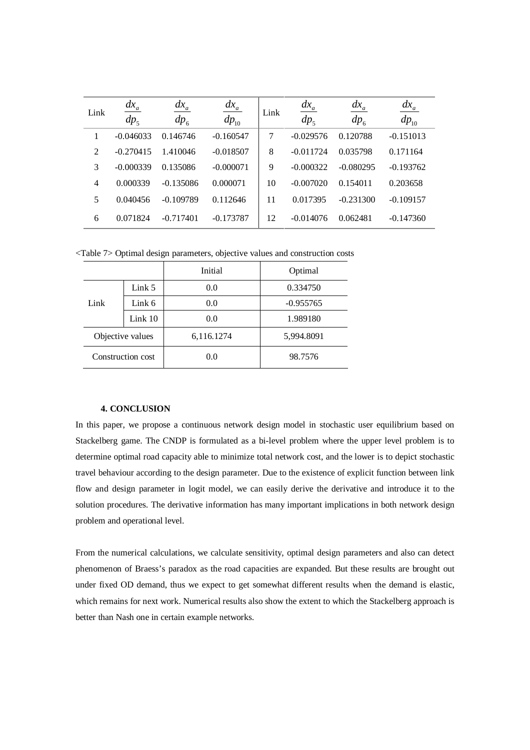| Link | $\frac{dx_a}{dp_5}$ | $\frac{dx_a}{dp_6}$ | $\frac{dx_a}{dp_{10}}$ | Link | $\frac{dx_a}{dp_5}$ | $\frac{dx_a}{dp_6}$ | $\frac{dx_a}{dp_{10}}$ |
|---|---|---|---|---|---|---|---|
| 1 | -0.046033 | 0.146746 | -0.160547 | 7 | -0.029576 | 0.120788 | -0.151013 |
| 2 | -0.270415 | 1.410046 | -0.018507 | 8 | -0.011724 | 0.035798 | 0.171164 |
| 3 | -0.000339 | 0.135086 | -0.000071 | 9 | -0.000322 | -0.080295 | -0.193762 |
| 4 | 0.000339 | -0.135086 | 0.000071 | 10 | -0.007020 | 0.154011 | 0.203658 |
| 5 | 0.040456 | -0.109789 | 0.112646 | 11 | 0.017395 | -0.231300 | -0.109157 |
| 6 | 0.071824 | -0.717401 | -0.173787 | 12 | -0.014076 | 0.062481 | -0.147360 |

<Table 7> Optimal design parameters, objective values and construction costs

| | | Initial | Optimal |
|---|---|---|---|
| Link | Link 5 | 0.0 | 0.334750 |
| | Link 6 | 0.0 | -0.955765 |
| | Link 10 | 0.0 | 1.989180 |
| Objective values | | 6,116.1274 | 5,994.8091 |
| Construction cost | | 0.0 | 98.7576 |

## 4. CONCLUSION

In this paper, we propose a continuous network design model in stochastic user equilibrium based on Stackelberg game. The CNDP is formulated as a bi-level problem where the upper level problem is to determine optimal road capacity able to minimize total network cost, and the lower is to depict stochastic travel behaviour according to the design parameter. Due to the existence of explicit function between link flow and design parameter in logit model, we can easily derive the derivative and introduce it to the solution procedures. The derivative information has many important implications in both network design problem and operational level.

From the numerical calculations, we calculate sensitivity, optimal design parameters and also can detect phenomenon of Braess's paradox as the road capacities are expanded. But these results are brought out under fixed OD demand, thus we expect to get somewhat different results when the demand is elastic, which remains for next work. Numerical results also show the extent to which the Stackelberg approach is better than Nash one in certain example networks.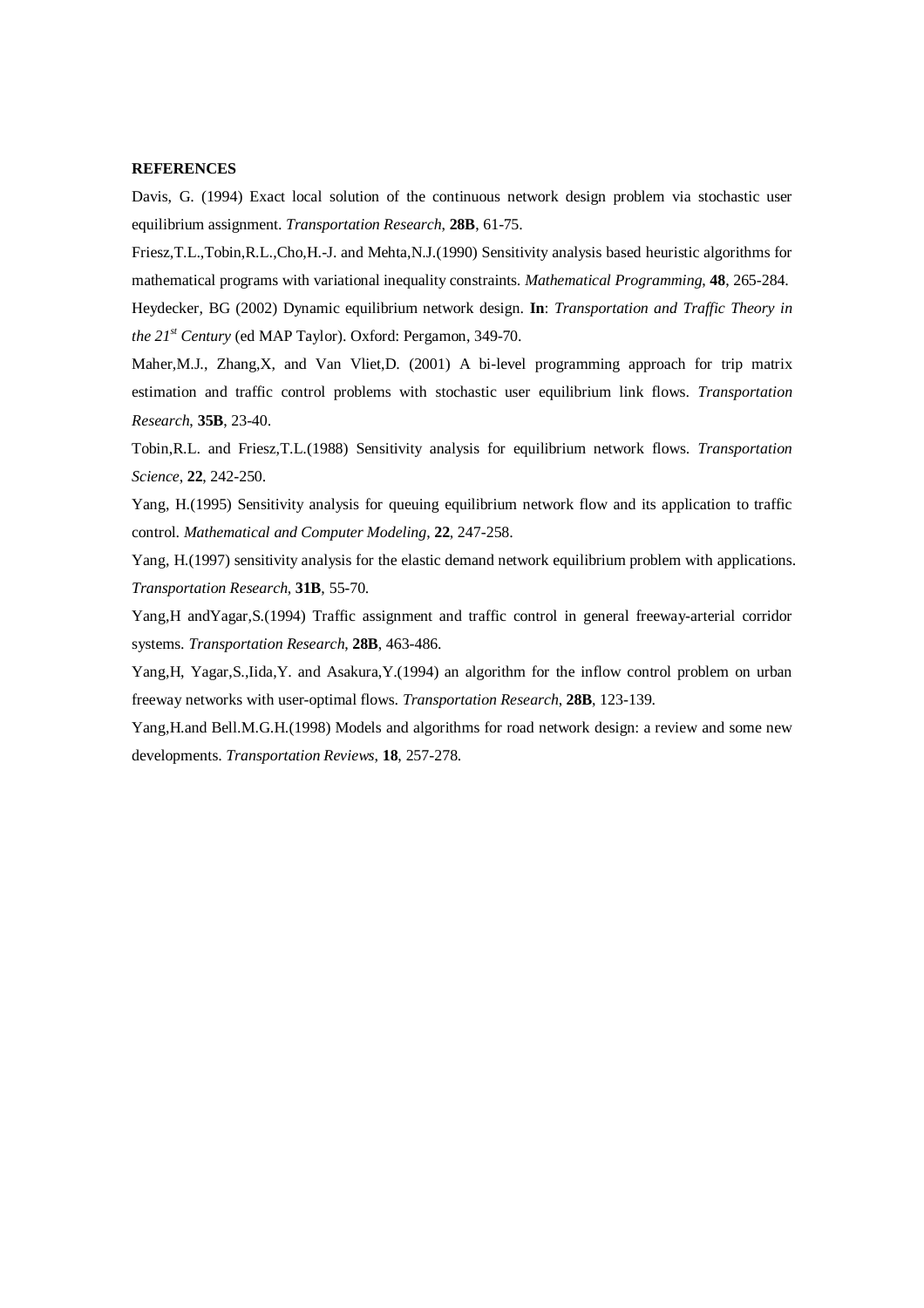**REFERENCES**

Davis, G. (1994) Exact local solution of the continuous network design problem via stochastic user equilibrium assignment. *Transportation Research*, **28B**, 61-75.

Friesz,T.L.,Tobin,R.L.,Cho,H.-J. and Mehta,N.J.(1990) Sensitivity analysis based heuristic algorithms for mathematical programs with variational inequality constraints. *Mathematical Programming*, **48**, 265-284.

Heydecker, BG (2002) Dynamic equilibrium network design. **In**: *Transportation and Traffic Theory in the 21st Century* (ed MAP Taylor). Oxford: Pergamon, 349-70.

Maher,M.J., Zhang,X, and Van Vliet,D. (2001) A bi-level programming approach for trip matrix estimation and traffic control problems with stochastic user equilibrium link flows. *Transportation Research*, **35B**, 23-40.

Tobin,R.L. and Friesz,T.L.(1988) Sensitivity analysis for equilibrium network flows. *Transportation Science*, **22**, 242-250.

Yang, H.(1995) Sensitivity analysis for queuing equilibrium network flow and its application to traffic control. *Mathematical and Computer Modeling*, **22**, 247-258.

Yang, H.(1997) sensitivity analysis for the elastic demand network equilibrium problem with applications. *Transportation Research*, **31B**, 55-70.

Yang,H andYagar,S.(1994) Traffic assignment and traffic control in general freeway-arterial corridor systems. *Transportation Research*, **28B**, 463-486.

Yang,H, Yagar,S.,Iida,Y. and Asakura,Y.(1994) an algorithm for the inflow control problem on urban freeway networks with user-optimal flows. *Transportation Research*, **28B**, 123-139.

Yang,H.and Bell.M.G.H.(1998) Models and algorithms for road network design: a review and some new developments. *Transportation Reviews*, **18**, 257-278.